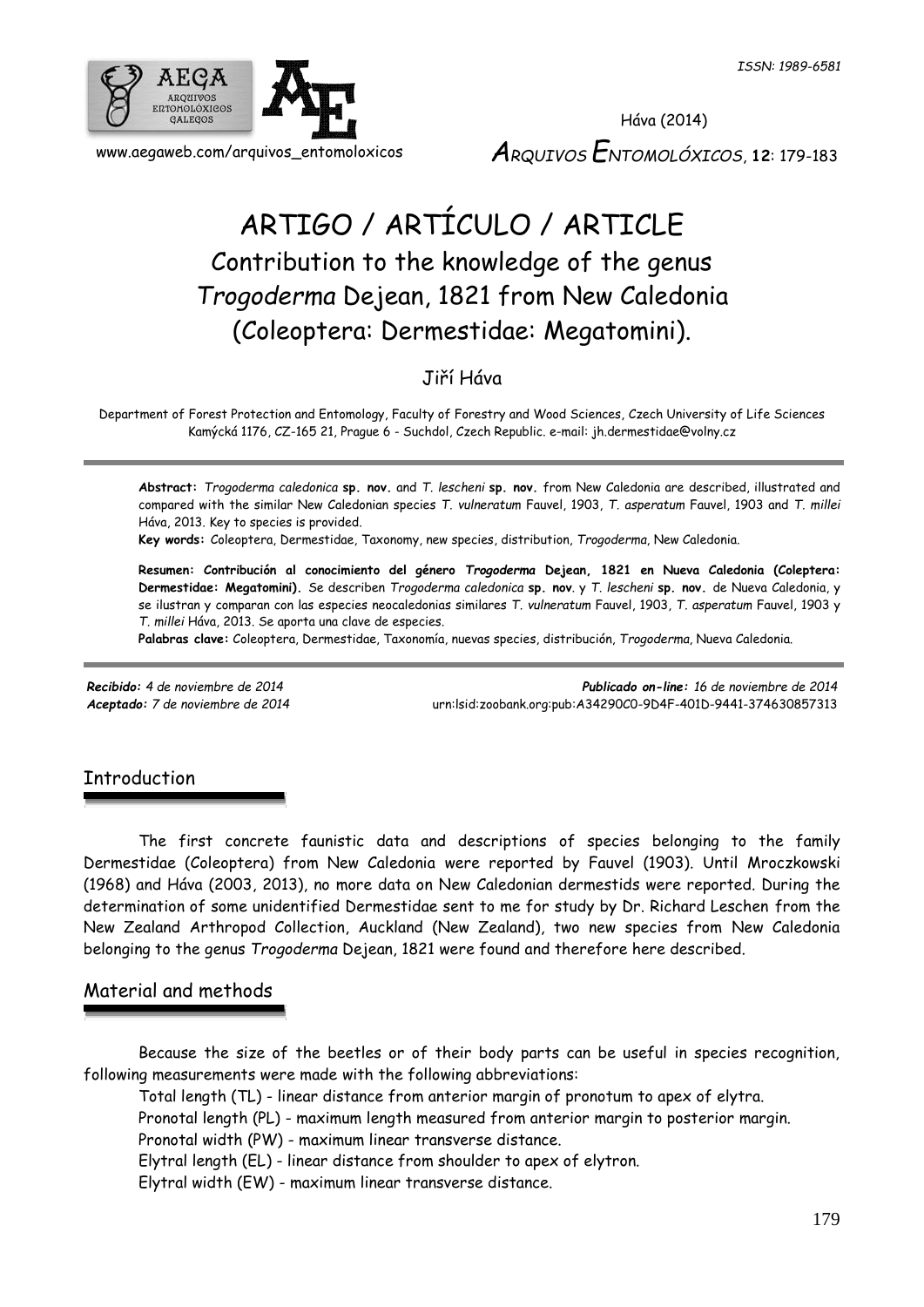# ARTIGO / ARTÍCULO / ARTICLE

## Contribution to the knowledge of the genus *Trogoderma* Dejean, 1821 from New Caledonia (Coleoptera: Dermestidae: Megatomini).

Jiří Háva

Department of Forest Protection and Entomology, Faculty of Forestry and Wood Sciences, Czech University of Life Sciences Kamýcká 1176, CZ-165 21, Prague 6 - Suchdol, Czech Republic. e-mail: jh.dermestidae@volny.cz

**Abstract:** *Trogoderma caledonica* **sp. nov.** and *T. lescheni* **sp. nov.** from New Caledonia are described, illustrated and compared with the similar New Caledonian species *T. vulneratum* Fauvel, 1903, *T. asperatum* Fauvel, 1903 and *T. millei* Háva, 2013. Key to species is provided.

**Key words:** Coleoptera, Dermestidae, Taxonomy, new species, distribution, *Trogoderma*, New Caledonia.

**Resumen: Contribución al conocimiento del género *Trogoderma* Dejean, 1821 en Nueva Caledonia (Coleptera: Dermestidae: Megatomini).** Se describen *Trogoderma caledonica* **sp. nov**. y *T. lescheni* **sp. nov.** de Nueva Caledonia, y se ilustran y comparan con las especies neocaledonias similares *T. vulneratum* Fauvel, 1903, *T. asperatum* Fauvel, 1903 y *T. millei* Háva, 2013. Se aporta una clave de especies.

**Palabras clave:** Coleoptera, Dermestidae, Taxonomía, nuevas species, distribución, *Trogoderma*, Nueva Caledonia.

*Recibido:* 4 de noviembre de 2014
*Aceptado:* 7 de noviembre de 2014
*Publicado on-line:* 16 de noviembre de 2014
urn:lsid:zoobank.org:pub:A34290C0-9D4F-401D-9441-374630857313

## Introduction

The first concrete faunistic data and descriptions of species belonging to the family Dermestidae (Coleoptera) from New Caledonia were reported by Fauvel (1903). Until Mroczkowski (1968) and Háva (2003, 2013), no more data on New Caledonian dermestids were reported. During the determination of some unidentified Dermestidae sent to me for study by Dr. Richard Leschen from the New Zealand Arthropod Collection, Auckland (New Zealand), two new species from New Caledonia belonging to the genus *Trogoderma* Dejean, 1821 were found and therefore here described.

## Material and methods

Because the size of the beetles or of their body parts can be useful in species recognition, following measurements were made with the following abbreviations:

Total length (TL) - linear distance from anterior margin of pronotum to apex of elytra.
Pronotal length (PL) - maximum length measured from anterior margin to posterior margin.
Pronotal width (PW) - maximum linear transverse distance.
Elytral length (EL) - linear distance from shoulder to apex of elytron.
Elytral width (EW) - maximum linear transverse distance.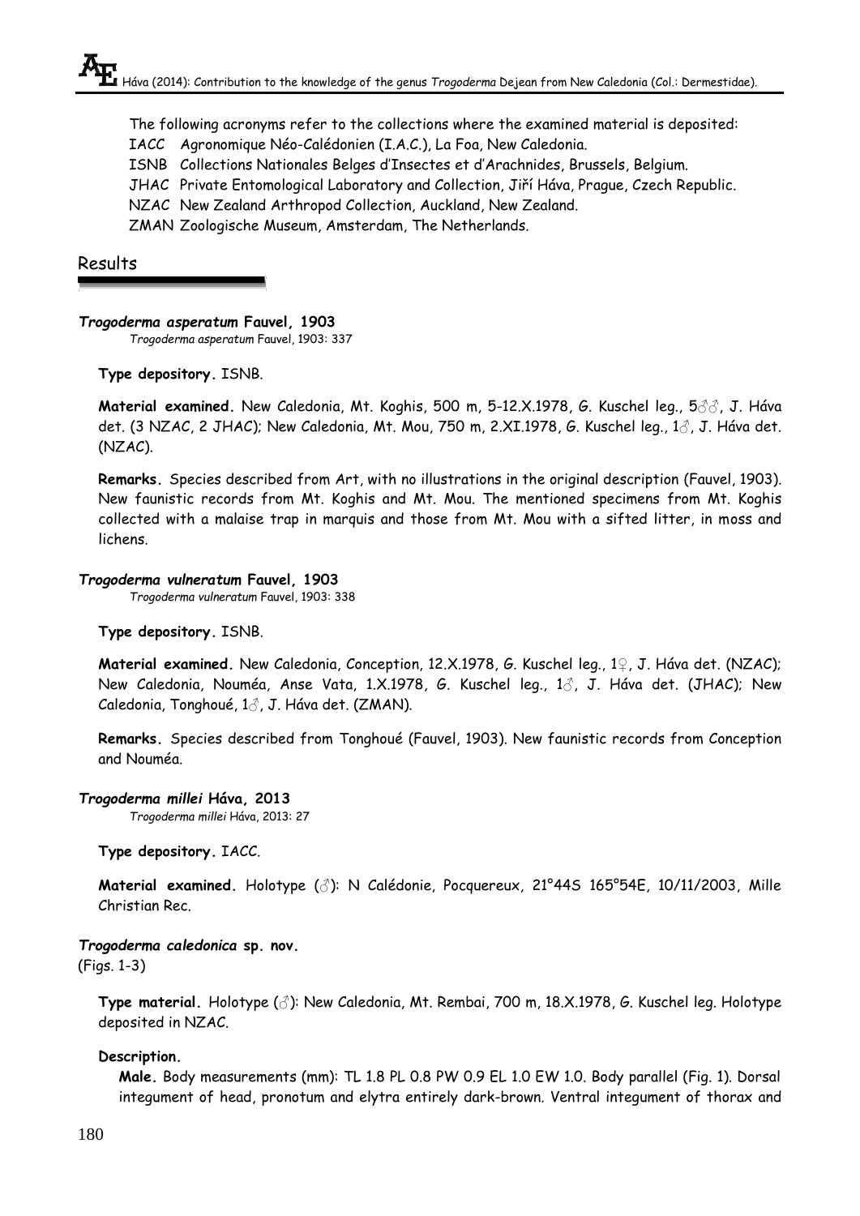The following acronyms refer to the collections where the examined material is deposited:

IACC Agronomique Néo-Calédonien (I.A.C.), La Foa, New Caledonia.
ISNB Collections Nationales Belges d'Insectes et d'Arachnides, Brussels, Belgium.
JHAC Private Entomological Laboratory and Collection, Jiří Háva, Prague, Czech Republic.
NZAC New Zealand Arthropod Collection, Auckland, New Zealand.
ZMAN Zoologische Museum, Amsterdam, The Netherlands.

## Results

### *Trogoderma asperatum* Fauvel, 1903

*Trogoderma asperatum* Fauvel, 1903: 337

**Type depository.** ISNB.

**Material examined.** New Caledonia, Mt. Koghis, 500 m, 5-12.X.1978, G. Kuschel leg., 5♂♂, J. Háva det. (3 NZAC, 2 JHAC); New Caledonia, Mt. Mou, 750 m, 2.XI.1978, G. Kuschel leg., 1♂, J. Háva det. (NZAC).

**Remarks.** Species described from Art, with no illustrations in the original description (Fauvel, 1903). New faunistic records from Mt. Koghis and Mt. Mou. The mentioned specimens from Mt. Koghis collected with a malaise trap in marquis and those from Mt. Mou with a sifted litter, in moss and lichens.

### *Trogoderma vulneratum* Fauvel, 1903

*Trogoderma vulneratum* Fauvel, 1903: 338

**Type depository.** ISNB.

**Material examined.** New Caledonia, Conception, 12.X.1978, G. Kuschel leg., 1♀, J. Háva det. (NZAC); New Caledonia, Nouméa, Anse Vata, 1.X.1978, G. Kuschel leg., 1♂, J. Háva det. (JHAC); New Caledonia, Tonghoué, 1♂, J. Háva det. (ZMAN).

**Remarks.** Species described from Tonghoué (Fauvel, 1903). New faunistic records from Conception and Nouméa.

### *Trogoderma millei* Háva, 2013

*Trogoderma millei* Háva, 2013: 27

**Type depository.** IACC.

**Material examined.** Holotype (♂): N Calédonie, Pocquereux, 21°44S 165°54E, 10/11/2003, Mille Christian Rec.

### *Trogoderma caledonica* sp. nov.

(Figs. 1-3)

**Type material.** Holotype (♂): New Caledonia, Mt. Rembai, 700 m, 18.X.1978, G. Kuschel leg. Holotype deposited in NZAC.

**Description.**

**Male.** Body measurements (mm): TL 1.8 PL 0.8 PW 0.9 EL 1.0 EW 1.0. Body parallel (Fig. 1). Dorsal integument of head, pronotum and elytra entirely dark-brown. Ventral integument of thorax and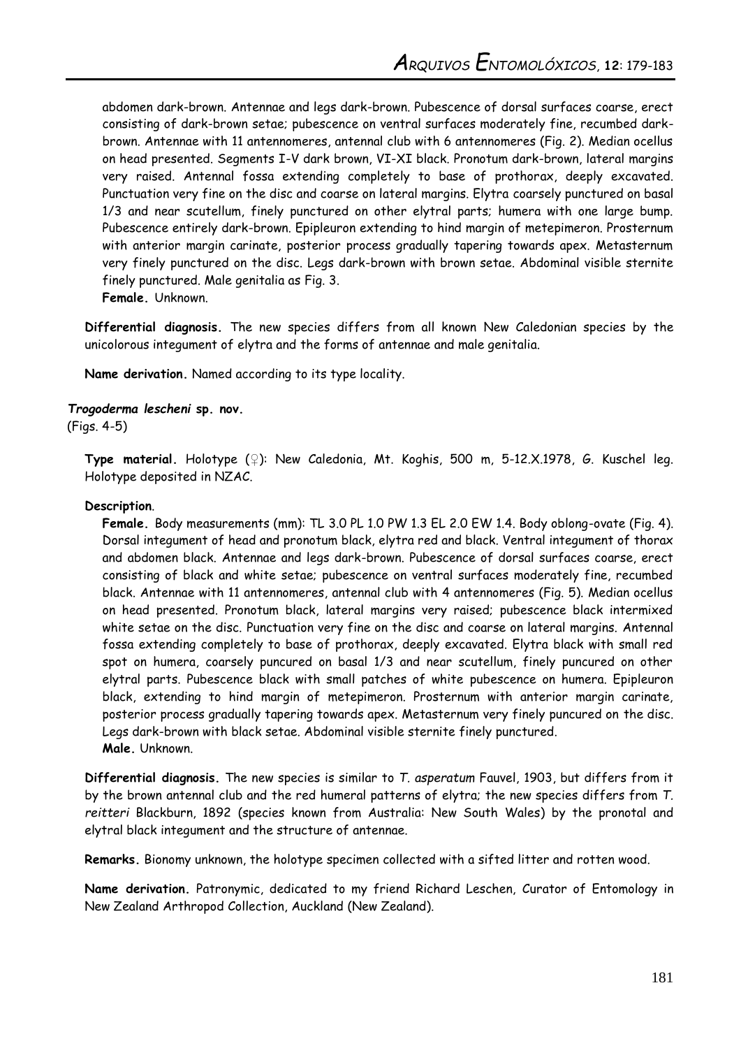abdomen dark-brown. Antennae and legs dark-brown. Pubescence of dorsal surfaces coarse, erect consisting of dark-brown setae; pubescence on ventral surfaces moderately fine, recumbed dark-brown. Antennae with 11 antennomeres, antennal club with 6 antennomeres (Fig. 2). Median ocellus on head presented. Segments I-V dark brown, VI-XI black. Pronotum dark-brown, lateral margins very raised. Antennal fossa extending completely to base of prothorax, deeply excavated. Punctuation very fine on the disc and coarse on lateral margins. Elytra coarsely punctured on basal 1/3 and near scutellum, finely punctured on other elytral parts; humera with one large bump. Pubescence entirely dark-brown. Epipleuron extending to hind margin of metepimeron. Prosternum with anterior margin carinate, posterior process gradually tapering towards apex. Metasternum very finely punctured on the disc. Legs dark-brown with brown setae. Abdominal visible sternite finely punctured. Male genitalia as Fig. 3.

**Female.** Unknown.

**Differential diagnosis.** The new species differs from all known New Caledonian species by the unicolorous integument of elytra and the forms of antennae and male genitalia.

**Name derivation.** Named according to its type locality.

### *Trogoderma lescheni* sp. nov.

(Figs. 4-5)

**Type material.** Holotype (♀): New Caledonia, Mt. Koghis, 500 m, 5-12.X.1978, G. Kuschel leg. Holotype deposited in NZAC.

**Description**.

**Female.** Body measurements (mm): TL 3.0 PL 1.0 PW 1.3 EL 2.0 EW 1.4. Body oblong-ovate (Fig. 4). Dorsal integument of head and pronotum black, elytra red and black. Ventral integument of thorax and abdomen black. Antennae and legs dark-brown. Pubescence of dorsal surfaces coarse, erect consisting of black and white setae; pubescence on ventral surfaces moderately fine, recumbed black. Antennae with 11 antennomeres, antennal club with 4 antennomeres (Fig. 5). Median ocellus on head presented. Pronotum black, lateral margins very raised; pubescence black intermixed white setae on the disc. Punctuation very fine on the disc and coarse on lateral margins. Antennal fossa extending completely to base of prothorax, deeply excavated. Elytra black with small red spot on humera, coarsely puncured on basal 1/3 and near scutellum, finely puncured on other elytral parts. Pubescence black with small patches of white pubescence on humera. Epipleuron black, extending to hind margin of metepimeron. Prosternum with anterior margin carinate, posterior process gradually tapering towards apex. Metasternum very finely puncured on the disc. Legs dark-brown with black setae. Abdominal visible sternite finely punctured.

**Male.** Unknown.

**Differential diagnosis.** The new species is similar to *T. asperatum* Fauvel, 1903, but differs from it by the brown antennal club and the red humeral patterns of elytra; the new species differs from *T. reitteri* Blackburn, 1892 (species known from Australia: New South Wales) by the pronotal and elytral black integument and the structure of antennae.

**Remarks.** Bionomy unknown, the holotype specimen collected with a sifted litter and rotten wood.

**Name derivation.** Patronymic, dedicated to my friend Richard Leschen, Curator of Entomology in New Zealand Arthropod Collection, Auckland (New Zealand).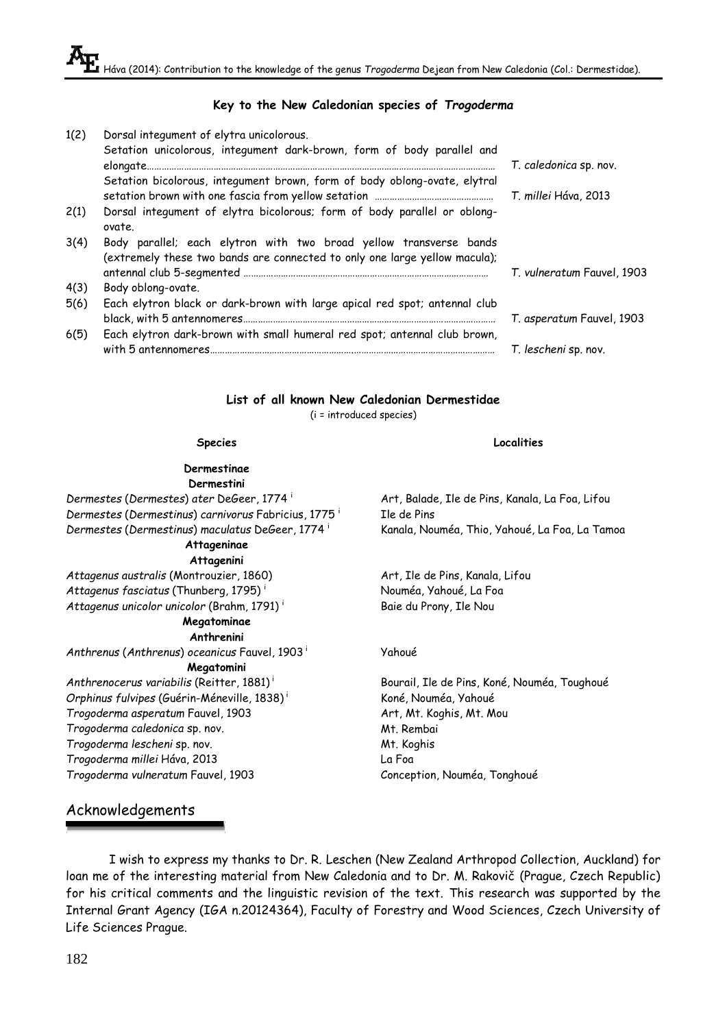### Key to the New Caledonian species of *Trogoderma*

| | | |
|---|---|---|
| 1(2) | Dorsal integument of elytra unicolorous. | |
| | Setation unicolorous, integument dark-brown, form of body parallel and elongate………… | *T. caledonica* sp. nov. |
| | Setation bicolorous, integument brown, form of body oblong-ovate, elytral setation brown with one fascia from yellow setation ………… | *T. millei* Háva, 2013 |
| 2(1) | Dorsal integument of elytra bicolorous; form of body parallel or oblong-ovate. | |
| 3(4) | Body parallel; each elytron with two broad yellow transverse bands (extremely these two bands are connected to only one large yellow macula); antennal club 5-segmented ………… | *T. vulneratum* Fauvel, 1903 |
| 4(3) | Body oblong-ovate. | |
| 5(6) | Each elytron black or dark-brown with large apical red spot; antennal club black, with 5 antennomeres………… | *T. asperatum* Fauvel, 1903 |
| 6(5) | Each elytron dark-brown with small humeral red spot; antennal club brown, with 5 antennomeres………… | *T. lescheni* sp. nov. |

### List of all known New Caledonian Dermestidae

(i = introduced species)

| Species | Localities |
|---|---|
| **Dermestinae** | |
| **Dermestini** | |
| *Dermestes* (*Dermestes*) *ater* DeGeer, 1774 [i] | Art, Balade, Ile de Pins, Kanala, La Foa, Lifou |
| *Dermestes* (*Dermestinus*) *carnivorus* Fabricius, 1775 [i] | Ile de Pins |
| *Dermestes* (*Dermestinus*) *maculatus* DeGeer, 1774 [i] | Kanala, Nouméa, Thio, Yahoué, La Foa, La Tamoa |
| **Attageninae** | |
| **Attagenini** | |
| *Attagenus australis* (Montrouzier, 1860) | Art, Ile de Pins, Kanala, Lifou |
| *Attagenus fasciatus* (Thunberg, 1795) [i] | Nouméa, Yahoué, La Foa |
| *Attagenus unicolor unicolor* (Brahm, 1791) [i] | Baie du Prony, Ile Nou |
| **Megatominae** | |
| **Anthrenini** | |
| *Anthrenus* (*Anthrenus*) *oceanicus* Fauvel, 1903 [i] | Yahoué |
| **Megatomini** | |
| *Anthrenocerus variabilis* (Reitter, 1881) [i] | Bourail, Ile de Pins, Koné, Nouméa, Toughoué |
| *Orphinus fulvipes* (Guérin-Méneville, 1838) [i] | Koné, Nouméa, Yahoué |
| *Trogoderma asperatum* Fauvel, 1903 | Art, Mt. Koghis, Mt. Mou |
| *Trogoderma caledonica* sp. nov. | Mt. Rembai |
| *Trogoderma lescheni* sp. nov. | Mt. Koghis |
| *Trogoderma millei* Háva, 2013 | La Foa |
| *Trogoderma vulneratum* Fauvel, 1903 | Conception, Nouméa, Tonghoué |

## Acknowledgements

I wish to express my thanks to Dr. R. Leschen (New Zealand Arthropod Collection, Auckland) for loan me of the interesting material from New Caledonia and to Dr. M. Rakovič (Prague, Czech Republic) for his critical comments and the linguistic revision of the text. This research was supported by the Internal Grant Agency (IGA n.20124364), Faculty of Forestry and Wood Sciences, Czech University of Life Sciences Prague.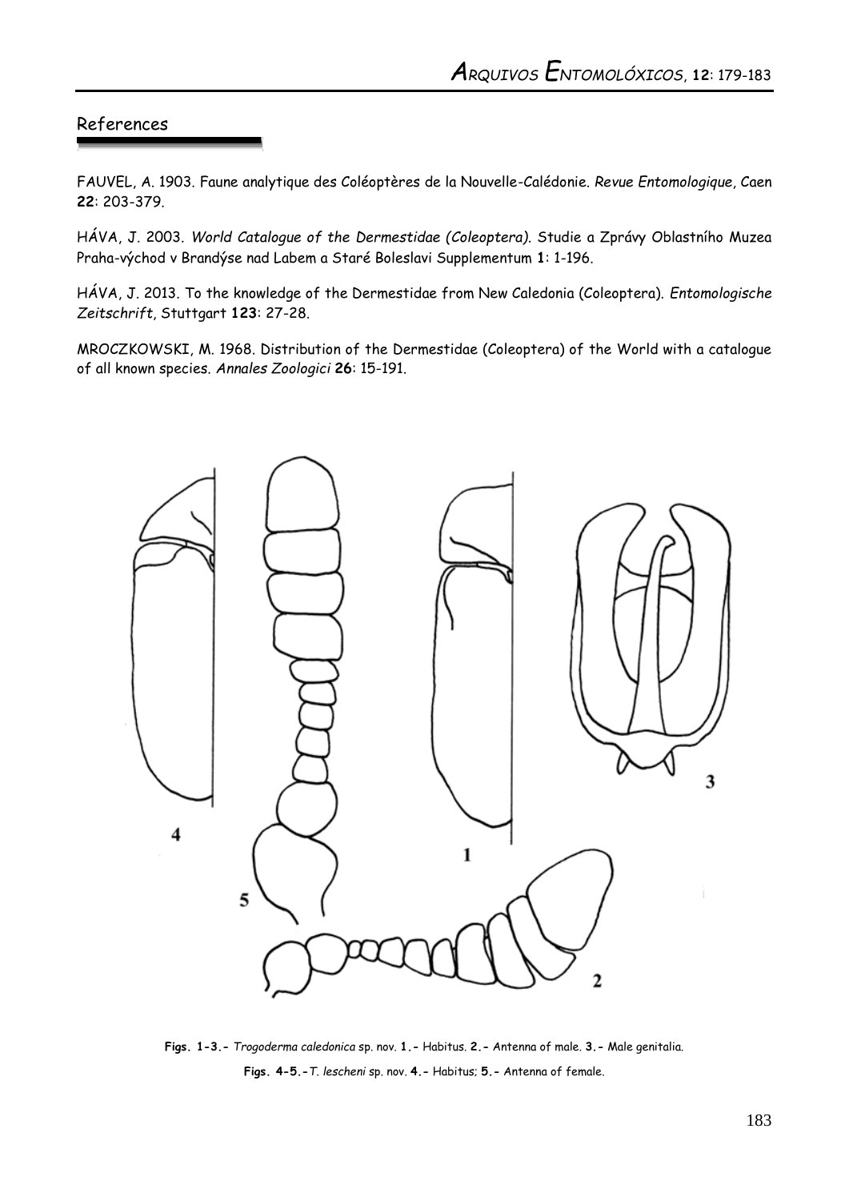## References

FAUVEL, A. 1903. Faune analytique des Coléoptères de la Nouvelle-Calédonie. *Revue Entomologique*, Caen **22**: 203-379.

HÁVA, J. 2003. *World Catalogue of the Dermestidae (Coleoptera)*. Studie a Zprávy Oblastního Muzea Praha-východ v Brandýse nad Labem a Staré Boleslavi Supplementum **1**: 1-196.

HÁVA, J. 2013. To the knowledge of the Dermestidae from New Caledonia (Coleoptera). *Entomologische Zeitschrift*, Stuttgart **123**: 27-28.

MROCZKOWSKI, M. 1968. Distribution of the Dermestidae (Coleoptera) of the World with a catalogue of all known species. *Annales Zoologici* **26**: 15-191.

4

5

1

3

2

**Figs. 1-3.-** *Trogoderma caledonica* sp. nov. **1.-** Habitus. **2.-** Antenna of male. **3.-** Male genitalia.

**Figs. 4-5.-** *T. lescheni* sp. nov. **4.-** Habitus; **5.-** Antenna of female.